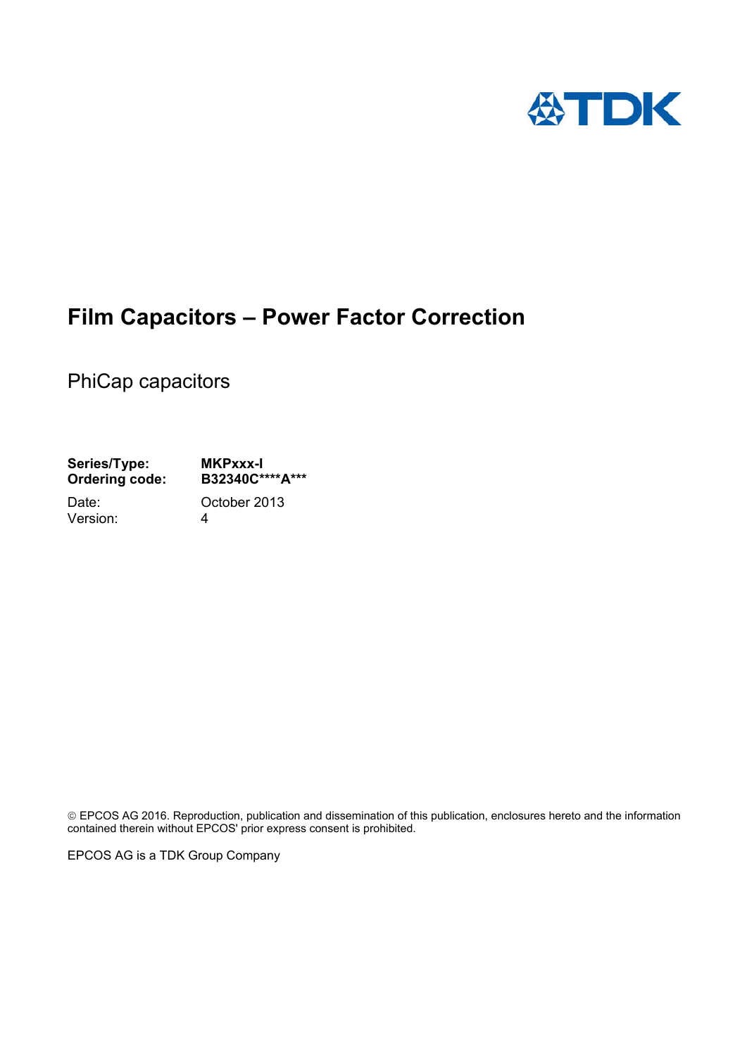# Film Capacitors – Power Factor Correction

PhiCap capacitors

| | |
|---|---|
| **Series/Type:** | **MKPxxx-I** |
| **Ordering code:** | **B32340C****A*** |
| Date: | October 2013 |
| Version: | 4 |

© EPCOS AG 2016. Reproduction, publication and dissemination of this publication, enclosures hereto and the information contained therein without EPCOS' prior express consent is prohibited.

EPCOS AG is a TDK Group Company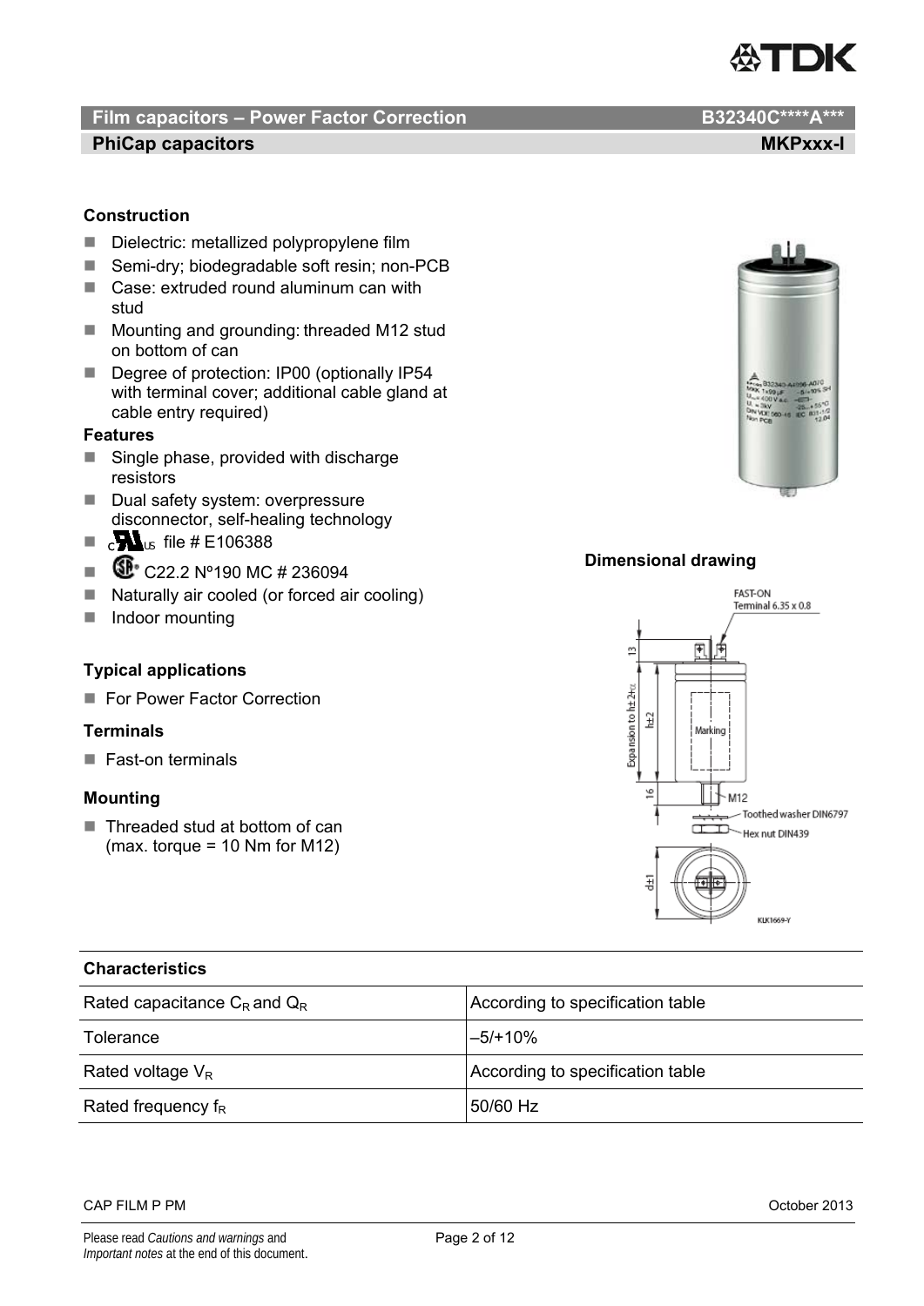## Film capacitors – Power Factor Correction B32340C****A***

## PhiCap capacitors MKPxxx-I

### Construction

- Dielectric: metallized polypropylene film
- Semi-dry; biodegradable soft resin; non-PCB
- Case: extruded round aluminum can with stud
- Mounting and grounding: threaded M12 stud on bottom of can
- Degree of protection: IP00 (optionally IP54 with terminal cover; additional cable gland at cable entry required)

### Features

- Single phase, provided with discharge resistors
- Dual safety system: overpressure disconnector, self-healing technology
- cULus file # E106388
- CSA C22.2 Nº190 MC # 236094
- Naturally air cooled (or forced air cooling)
- Indoor mounting

### Typical applications

- For Power Factor Correction

### Terminals

- Fast-on terminals

### Mounting

- Threaded stud at bottom of can (max. torque = 10 Nm for M12)

### Dimensional drawing

FAST-ON Terminal 6.35 x 0.8

13

Expansion to h± 2±ε

h±2

Marking

16

M12

Toothed washer DIN6797

Hex nut DIN439

d±1

KLK1669-Y

### Characteristics

| | |
|---|---|
| Rated capacitance $C_R$ and $Q_R$ | According to specification table |
| Tolerance | –5/+10% |
| Rated voltage $V_R$ | According to specification table |
| Rated frequency $f_R$ | 50/60 Hz |

CAP FILM P PM October 2013

Please read *Cautions and warnings* and *Important notes* at the end of this document.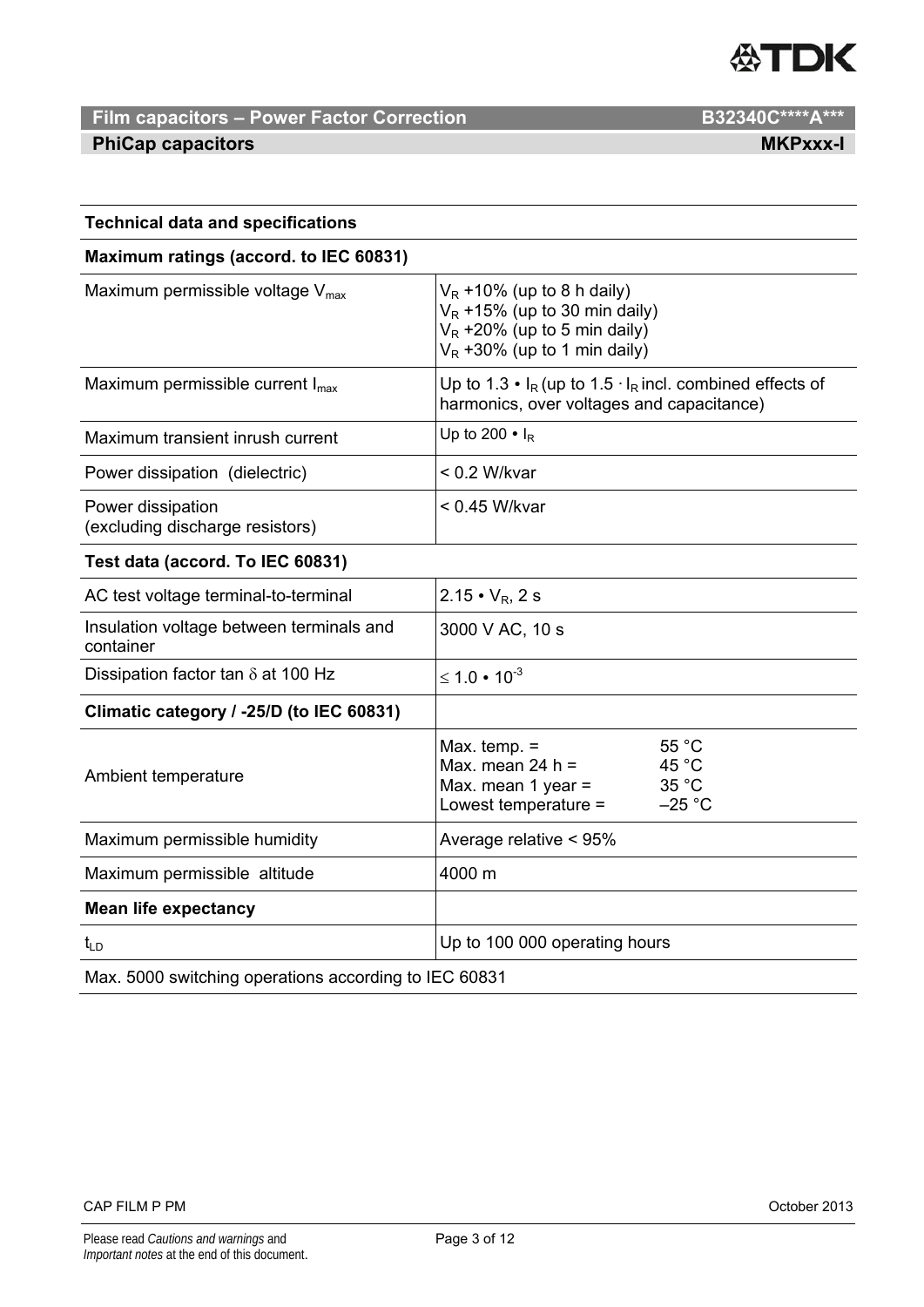## Technical data and specifications

| | |
|---|---|
| **Maximum ratings (accord. to IEC 60831)** | |
| Maximum permissible voltage $V_{max}$ | $V_R$ +10% (up to 8 h daily)<br>$V_R$ +15% (up to 30 min daily)<br>$V_R$ +20% (up to 5 min daily)<br>$V_R$ +30% (up to 1 min daily) |
| Maximum permissible current $I_{max}$ | Up to 1.3 • $I_R$ (up to 1.5 · $I_R$ incl. combined effects of harmonics, over voltages and capacitance) |
| Maximum transient inrush current | Up to 200 • $I_R$ |
| Power dissipation (dielectric) | < 0.2 W/kvar |
| Power dissipation (excluding discharge resistors) | < 0.45 W/kvar |
| **Test data (accord. To IEC 60831)** | |
| AC test voltage terminal-to-terminal | 2.15 • $V_R$, 2 s |
| Insulation voltage between terminals and container | 3000 V AC, 10 s |
| Dissipation factor tan $\delta$ at 100 Hz | $\leq 1.0 \cdot 10^{-3}$ |
| **Climatic category / -25/D (to IEC 60831)** | |
| Ambient temperature | Max. temp. = 55 °C<br>Max. mean 24 h = 45 °C<br>Max. mean 1 year = 35 °C<br>Lowest temperature = –25 °C |
| Maximum permissible humidity | Average relative < 95% |
| Maximum permissible altitude | 4000 m |
| **Mean life expectancy** | |
| $t_{LD}$ | Up to 100 000 operating hours |
| Max. 5000 switching operations according to IEC 60831 | |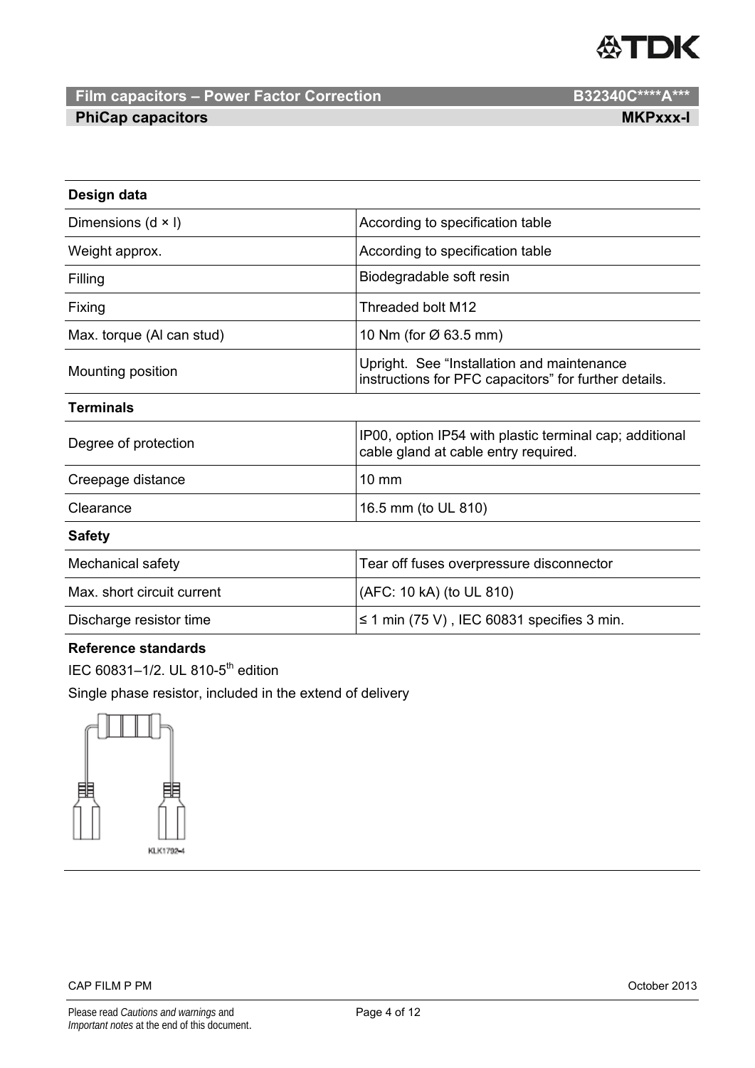## Film capacitors – Power Factor Correction B32340C****A***

**PhiCap capacitors MKPxxx-I**

| **Design data** | |
|---|---|
| Dimensions (d × l) | According to specification table |
| Weight approx. | According to specification table |
| Filling | Biodegradable soft resin |
| Fixing | Threaded bolt M12 |
| Max. torque (Al can stud) | 10 Nm (for Ø 63.5 mm) |
| Mounting position | Upright. See “Installation and maintenance instructions for PFC capacitors” for further details. |
| **Terminals** | |
| Degree of protection | IP00, option IP54 with plastic terminal cap; additional cable gland at cable entry required. |
| Creepage distance | 10 mm |
| Clearance | 16.5 mm (to UL 810) |
| **Safety** | |
| Mechanical safety | Tear off fuses overpressure disconnector |
| Max. short circuit current | (AFC: 10 kA) (to UL 810) |
| Discharge resistor time | ≤ 1 min (75 V) , IEC 60831 specifies 3 min. |

**Reference standards**

IEC 60831–1/2. UL 810-5th edition

Single phase resistor, included in the extend of delivery

KLK1792-4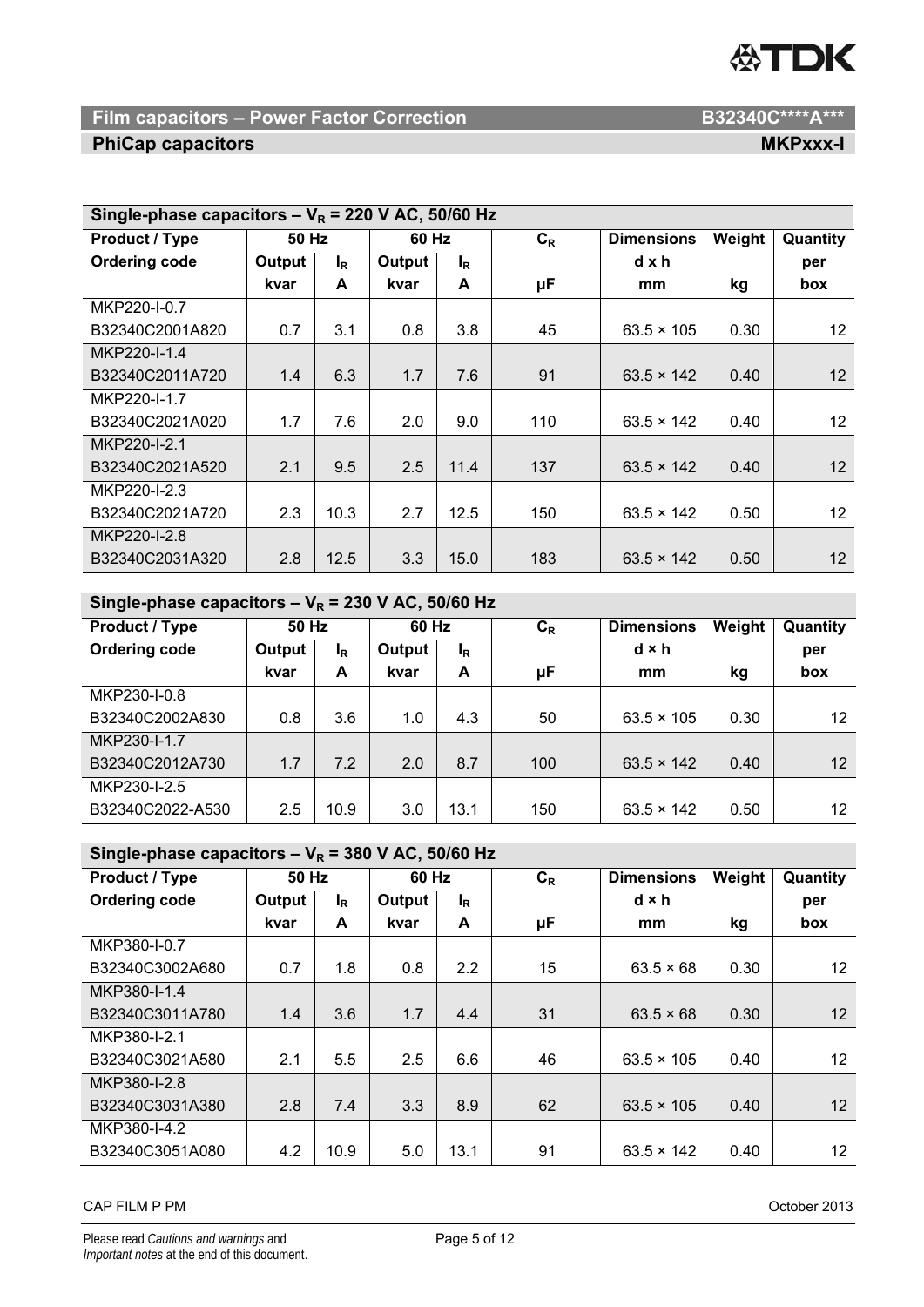## Film capacitors – Power Factor Correction — B32340C****A***

## PhiCap capacitors — MKPxxx-I

**Single-phase capacitors – $V_R$ = 220 V AC, 50/60 Hz**

| Product / Type | 50 Hz | | 60 Hz | | $C_R$ | Dimensions | Weight | Quantity |
|---|---|---|---|---|---|---|---|---|
| Ordering code | Output | $I_R$ | Output | $I_R$ | | d x h | | per |
| | kvar | A | kvar | A | µF | mm | kg | box |
| MKP220-I-0.7<br>B32340C2001A820 | 0.7 | 3.1 | 0.8 | 3.8 | 45 | 63.5 × 105 | 0.30 | 12 |
| MKP220-I-1.4<br>B32340C2011A720 | 1.4 | 6.3 | 1.7 | 7.6 | 91 | 63.5 × 142 | 0.40 | 12 |
| MKP220-I-1.7<br>B32340C2021A020 | 1.7 | 7.6 | 2.0 | 9.0 | 110 | 63.5 × 142 | 0.40 | 12 |
| MKP220-I-2.1<br>B32340C2021A520 | 2.1 | 9.5 | 2.5 | 11.4 | 137 | 63.5 × 142 | 0.40 | 12 |
| MKP220-I-2.3<br>B32340C2021A720 | 2.3 | 10.3 | 2.7 | 12.5 | 150 | 63.5 × 142 | 0.50 | 12 |
| MKP220-I-2.8<br>B32340C2031A320 | 2.8 | 12.5 | 3.3 | 15.0 | 183 | 63.5 × 142 | 0.50 | 12 |

**Single-phase capacitors – $V_R$ = 230 V AC, 50/60 Hz**

| Product / Type | 50 Hz | | 60 Hz | | $C_R$ | Dimensions | Weight | Quantity |
|---|---|---|---|---|---|---|---|---|
| Ordering code | Output | $I_R$ | Output | $I_R$ | | d × h | | per |
| | kvar | A | kvar | A | µF | mm | kg | box |
| MKP230-I-0.8<br>B32340C2002A830 | 0.8 | 3.6 | 1.0 | 4.3 | 50 | 63.5 × 105 | 0.30 | 12 |
| MKP230-I-1.7<br>B32340C2012A730 | 1.7 | 7.2 | 2.0 | 8.7 | 100 | 63.5 × 142 | 0.40 | 12 |
| MKP230-I-2.5<br>B32340C2022-A530 | 2.5 | 10.9 | 3.0 | 13.1 | 150 | 63.5 × 142 | 0.50 | 12 |

**Single-phase capacitors – $V_R$ = 380 V AC, 50/60 Hz**

| Product / Type | 50 Hz | | 60 Hz | | $C_R$ | Dimensions | Weight | Quantity |
|---|---|---|---|---|---|---|---|---|
| Ordering code | Output | $I_R$ | Output | $I_R$ | | d × h | | per |
| | kvar | A | kvar | A | µF | mm | kg | box |
| MKP380-I-0.7<br>B32340C3002A680 | 0.7 | 1.8 | 0.8 | 2.2 | 15 | 63.5 × 68 | 0.30 | 12 |
| MKP380-I-1.4<br>B32340C3011A780 | 1.4 | 3.6 | 1.7 | 4.4 | 31 | 63.5 × 68 | 0.30 | 12 |
| MKP380-I-2.1<br>B32340C3021A580 | 2.1 | 5.5 | 2.5 | 6.6 | 46 | 63.5 × 105 | 0.40 | 12 |
| MKP380-I-2.8<br>B32340C3031A380 | 2.8 | 7.4 | 3.3 | 8.9 | 62 | 63.5 × 105 | 0.40 | 12 |
| MKP380-I-4.2<br>B32340C3051A080 | 4.2 | 10.9 | 5.0 | 13.1 | 91 | 63.5 × 142 | 0.40 | 12 |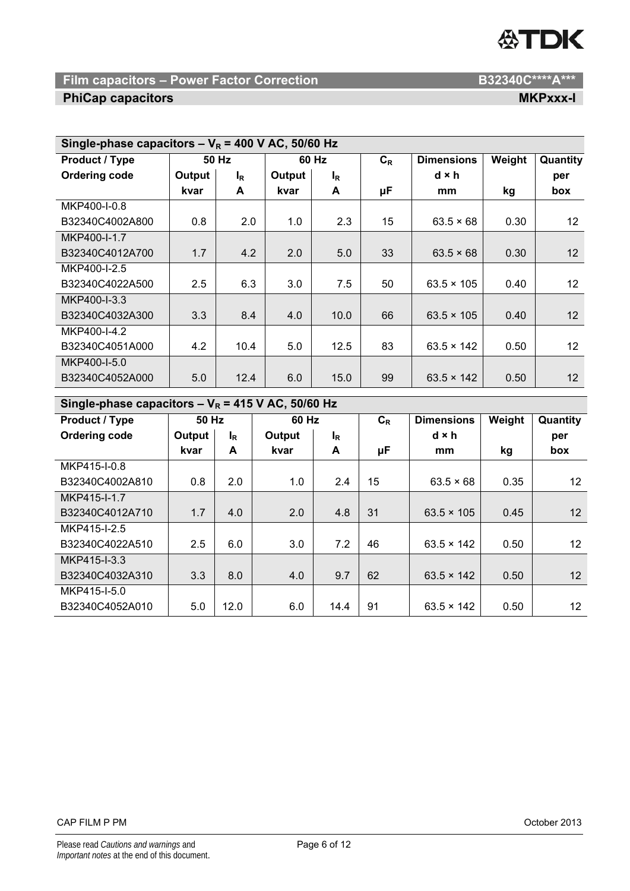| Single-phase capacitors – $V_R$ = 400 V AC, 50/60 Hz | | | | | | | | |
|---|---|---|---|---|---|---|---|---|
| **Product / Type** | **50 Hz** | | **60 Hz** | | $C_R$ | **Dimensions** | **Weight** | **Quantity** |
| **Ordering code** | **Output** | $I_R$ | **Output** | $I_R$ | | **d × h** | | **per** |
| | **kvar** | **A** | **kvar** | **A** | **µF** | **mm** | **kg** | **box** |
| MKP400-I-0.8<br>B32340C4002A800 | 0.8 | 2.0 | 1.0 | 2.3 | 15 | 63.5 × 68 | 0.30 | 12 |
| MKP400-I-1.7<br>B32340C4012A700 | 1.7 | 4.2 | 2.0 | 5.0 | 33 | 63.5 × 68 | 0.30 | 12 |
| MKP400-I-2.5<br>B32340C4022A500 | 2.5 | 6.3 | 3.0 | 7.5 | 50 | 63.5 × 105 | 0.40 | 12 |
| MKP400-I-3.3<br>B32340C4032A300 | 3.3 | 8.4 | 4.0 | 10.0 | 66 | 63.5 × 105 | 0.40 | 12 |
| MKP400-I-4.2<br>B32340C4051A000 | 4.2 | 10.4 | 5.0 | 12.5 | 83 | 63.5 × 142 | 0.50 | 12 |
| MKP400-I-5.0<br>B32340C4052A000 | 5.0 | 12.4 | 6.0 | 15.0 | 99 | 63.5 × 142 | 0.50 | 12 |

| Single-phase capacitors – $V_R$ = 415 V AC, 50/60 Hz | | | | | | | | |
|---|---|---|---|---|---|---|---|---|
| **Product / Type** | **50 Hz** | | **60 Hz** | | $C_R$ | **Dimensions** | **Weight** | **Quantity** |
| **Ordering code** | **Output** | $I_R$ | **Output** | $I_R$ | | **d × h** | | **per** |
| | **kvar** | **A** | **kvar** | **A** | **µF** | **mm** | **kg** | **box** |
| MKP415-I-0.8<br>B32340C4002A810 | 0.8 | 2.0 | 1.0 | 2.4 | 15 | 63.5 × 68 | 0.35 | 12 |
| MKP415-I-1.7<br>B32340C4012A710 | 1.7 | 4.0 | 2.0 | 4.8 | 31 | 63.5 × 105 | 0.45 | 12 |
| MKP415-I-2.5<br>B32340C4022A510 | 2.5 | 6.0 | 3.0 | 7.2 | 46 | 63.5 × 142 | 0.50 | 12 |
| MKP415-I-3.3<br>B32340C4032A310 | 3.3 | 8.0 | 4.0 | 9.7 | 62 | 63.5 × 142 | 0.50 | 12 |
| MKP415-I-5.0<br>B32340C4052A010 | 5.0 | 12.0 | 6.0 | 14.4 | 91 | 63.5 × 142 | 0.50 | 12 |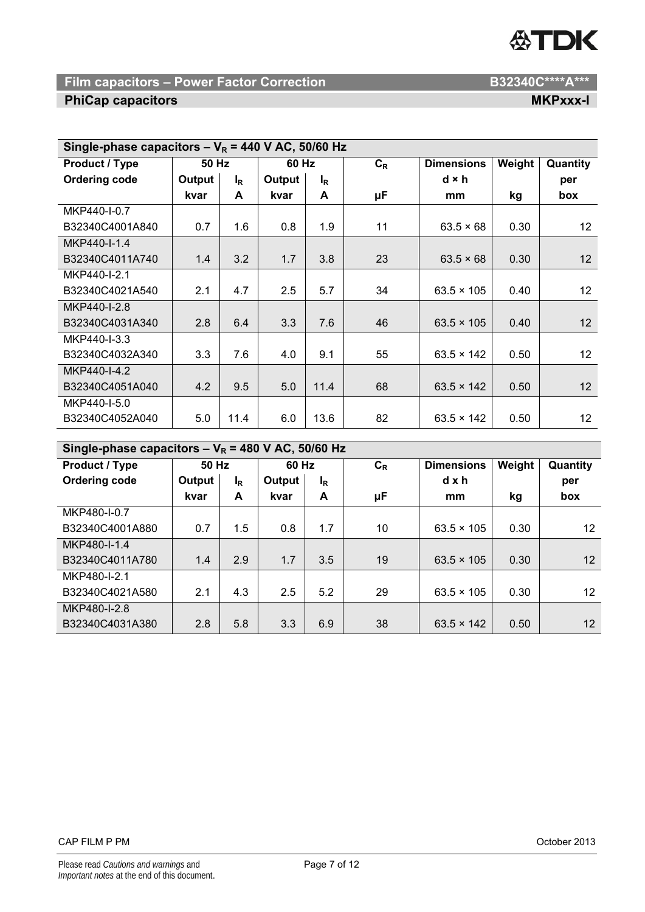| Single-phase capacitors – $V_R$ = 440 V AC, 50/60 Hz | | | | | | | | |
|---|---|---|---|---|---|---|---|---|
| **Product / Type** | **50 Hz** | | **60 Hz** | | $C_R$ | **Dimensions** | **Weight** | **Quantity** |
| **Ordering code** | **Output** | $I_R$ | **Output** | $I_R$ | | **d × h** | | **per** |
| | **kvar** | **A** | **kvar** | **A** | **µF** | **mm** | **kg** | **box** |
| MKP440-I-0.7<br>B32340C4001A840 | 0.7 | 1.6 | 0.8 | 1.9 | 11 | 63.5 × 68 | 0.30 | 12 |
| MKP440-I-1.4<br>B32340C4011A740 | 1.4 | 3.2 | 1.7 | 3.8 | 23 | 63.5 × 68 | 0.30 | 12 |
| MKP440-I-2.1<br>B32340C4021A540 | 2.1 | 4.7 | 2.5 | 5.7 | 34 | 63.5 × 105 | 0.40 | 12 |
| MKP440-I-2.8<br>B32340C4031A340 | 2.8 | 6.4 | 3.3 | 7.6 | 46 | 63.5 × 105 | 0.40 | 12 |
| MKP440-I-3.3<br>B32340C4032A340 | 3.3 | 7.6 | 4.0 | 9.1 | 55 | 63.5 × 142 | 0.50 | 12 |
| MKP440-I-4.2<br>B32340C4051A040 | 4.2 | 9.5 | 5.0 | 11.4 | 68 | 63.5 × 142 | 0.50 | 12 |
| MKP440-I-5.0<br>B32340C4052A040 | 5.0 | 11.4 | 6.0 | 13.6 | 82 | 63.5 × 142 | 0.50 | 12 |

| Single-phase capacitors – $V_R$ = 480 V AC, 50/60 Hz | | | | | | | | |
|---|---|---|---|---|---|---|---|---|
| **Product / Type** | **50 Hz** | | **60 Hz** | | $C_R$ | **Dimensions** | **Weight** | **Quantity** |
| **Ordering code** | **Output** | $I_R$ | **Output** | $I_R$ | | **d x h** | | **per** |
| | **kvar** | **A** | **kvar** | **A** | **µF** | **mm** | **kg** | **box** |
| MKP480-I-0.7<br>B32340C4001A880 | 0.7 | 1.5 | 0.8 | 1.7 | 10 | 63.5 × 105 | 0.30 | 12 |
| MKP480-I-1.4<br>B32340C4011A780 | 1.4 | 2.9 | 1.7 | 3.5 | 19 | 63.5 × 105 | 0.30 | 12 |
| MKP480-I-2.1<br>B32340C4021A580 | 2.1 | 4.3 | 2.5 | 5.2 | 29 | 63.5 × 105 | 0.30 | 12 |
| MKP480-I-2.8<br>B32340C4031A380 | 2.8 | 5.8 | 3.3 | 6.9 | 38 | 63.5 × 142 | 0.50 | 12 |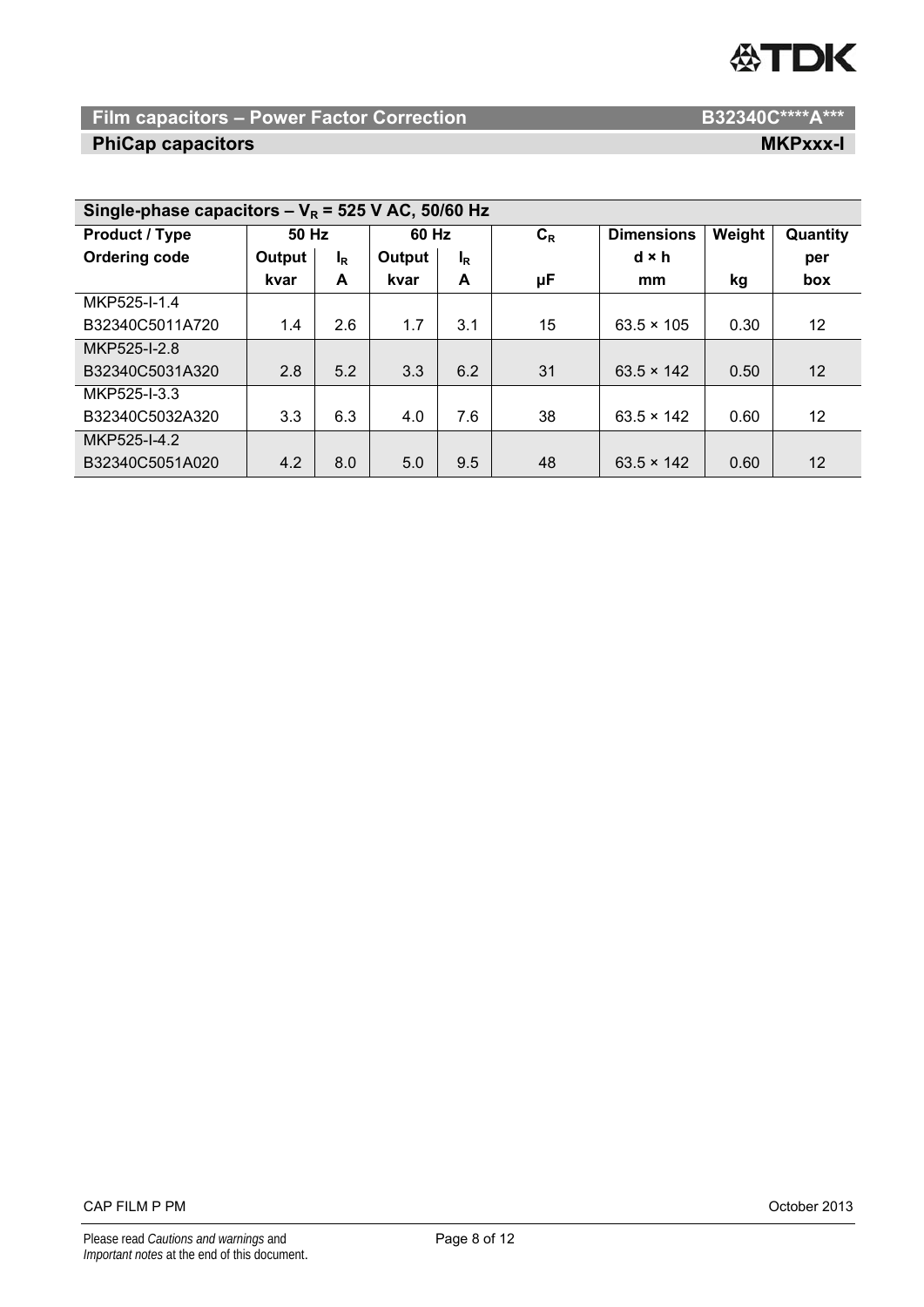| Single-phase capacitors – $V_R$ = 525 V AC, 50/60 Hz | | | | | | | | |
|---|---|---|---|---|---|---|---|---|
| **Product / Type** | **50 Hz** | | **60 Hz** | | $C_R$ | **Dimensions** | **Weight** | **Quantity** |
| **Ordering code** | **Output** | $I_R$ | **Output** | $I_R$ | | **d × h** | | **per** |
| | **kvar** | **A** | **kvar** | **A** | **µF** | **mm** | **kg** | **box** |
| MKP525-I-1.4<br>B32340C5011A720 | 1.4 | 2.6 | 1.7 | 3.1 | 15 | 63.5 × 105 | 0.30 | 12 |
| MKP525-I-2.8<br>B32340C5031A320 | 2.8 | 5.2 | 3.3 | 6.2 | 31 | 63.5 × 142 | 0.50 | 12 |
| MKP525-I-3.3<br>B32340C5032A320 | 3.3 | 6.3 | 4.0 | 7.6 | 38 | 63.5 × 142 | 0.60 | 12 |
| MKP525-I-4.2<br>B32340C5051A020 | 4.2 | 8.0 | 5.0 | 9.5 | 48 | 63.5 × 142 | 0.60 | 12 |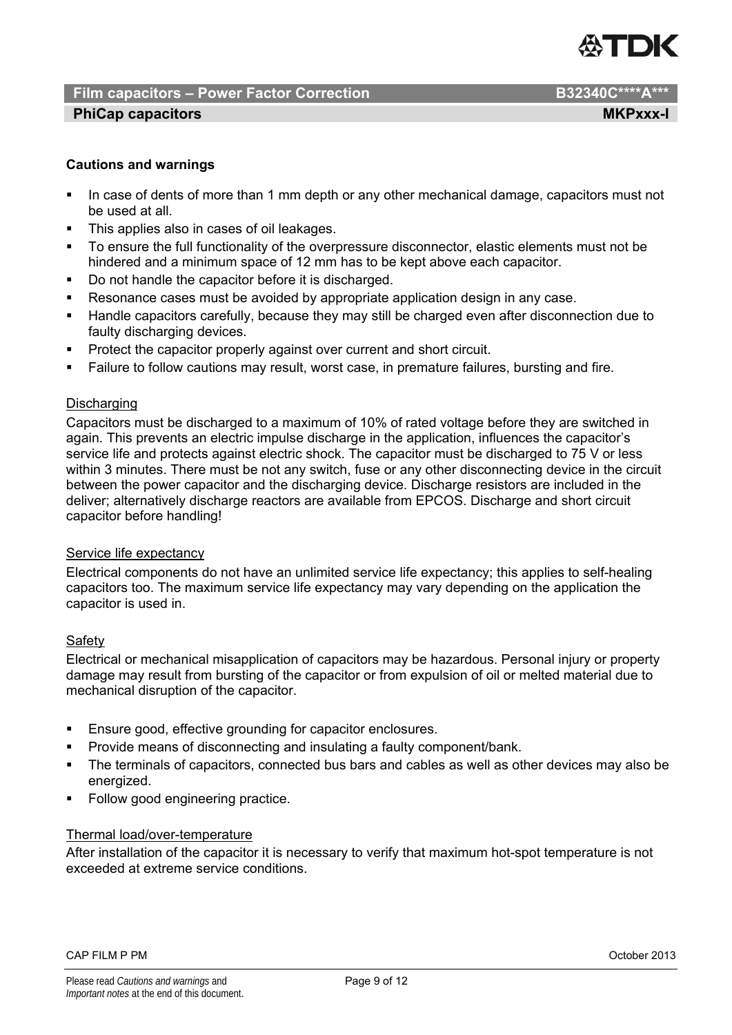## Cautions and warnings

- In case of dents of more than 1 mm depth or any other mechanical damage, capacitors must not be used at all.
- This applies also in cases of oil leakages.
- To ensure the full functionality of the overpressure disconnector, elastic elements must not be hindered and a minimum space of 12 mm has to be kept above each capacitor.
- Do not handle the capacitor before it is discharged.
- Resonance cases must be avoided by appropriate application design in any case.
- Handle capacitors carefully, because they may still be charged even after disconnection due to faulty discharging devices.
- Protect the capacitor properly against over current and short circuit.
- Failure to follow cautions may result, worst case, in premature failures, bursting and fire.

### Discharging

Capacitors must be discharged to a maximum of 10% of rated voltage before they are switched in again. This prevents an electric impulse discharge in the application, influences the capacitor's service life and protects against electric shock. The capacitor must be discharged to 75 V or less within 3 minutes. There must be not any switch, fuse or any other disconnecting device in the circuit between the power capacitor and the discharging device. Discharge resistors are included in the deliver; alternatively discharge reactors are available from EPCOS. Discharge and short circuit capacitor before handling!

### Service life expectancy

Electrical components do not have an unlimited service life expectancy; this applies to self-healing capacitors too. The maximum service life expectancy may vary depending on the application the capacitor is used in.

### Safety

Electrical or mechanical misapplication of capacitors may be hazardous. Personal injury or property damage may result from bursting of the capacitor or from expulsion of oil or melted material due to mechanical disruption of the capacitor.

- Ensure good, effective grounding for capacitor enclosures.
- Provide means of disconnecting and insulating a faulty component/bank.
- The terminals of capacitors, connected bus bars and cables as well as other devices may also be energized.
- Follow good engineering practice.

### Thermal load/over-temperature

After installation of the capacitor it is necessary to verify that maximum hot-spot temperature is not exceeded at extreme service conditions.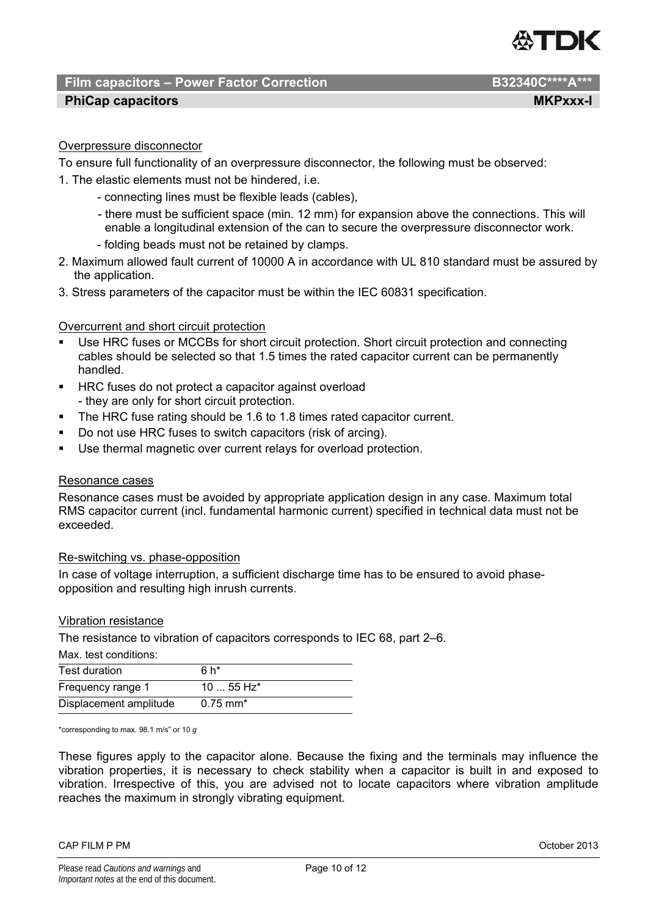### Overpressure disconnector

To ensure full functionality of an overpressure disconnector, the following must be observed:

1. The elastic elements must not be hindered, i.e.
   - connecting lines must be flexible leads (cables),
   - there must be sufficient space (min. 12 mm) for expansion above the connections. This will enable a longitudinal extension of the can to secure the overpressure disconnector work.
   - folding beads must not be retained by clamps.
2. Maximum allowed fault current of 10000 A in accordance with UL 810 standard must be assured by the application.
3. Stress parameters of the capacitor must be within the IEC 60831 specification.

### Overcurrent and short circuit protection

- Use HRC fuses or MCCBs for short circuit protection. Short circuit protection and connecting cables should be selected so that 1.5 times the rated capacitor current can be permanently handled.
- HRC fuses do not protect a capacitor against overload
  - they are only for short circuit protection.
- The HRC fuse rating should be 1.6 to 1.8 times rated capacitor current.
- Do not use HRC fuses to switch capacitors (risk of arcing).
- Use thermal magnetic over current relays for overload protection.

### Resonance cases

Resonance cases must be avoided by appropriate application design in any case. Maximum total RMS capacitor current (incl. fundamental harmonic current) specified in technical data must not be exceeded.

### Re-switching vs. phase-opposition

In case of voltage interruption, a sufficient discharge time has to be ensured to avoid phase-opposition and resulting high inrush currents.

### Vibration resistance

The resistance to vibration of capacitors corresponds to IEC 68, part 2–6.

Max. test conditions:

| | |
|---|---|
| Test duration | 6 h* |
| Frequency range 1 | 10 ... 55 Hz* |
| Displacement amplitude | 0.75 mm* |

*corresponding to max. 98.1 m/s" or 10 *g*

These figures apply to the capacitor alone. Because the fixing and the terminals may influence the vibration properties, it is necessary to check stability when a capacitor is built in and exposed to vibration. Irrespective of this, you are advised not to locate capacitors where vibration amplitude reaches the maximum in strongly vibrating equipment.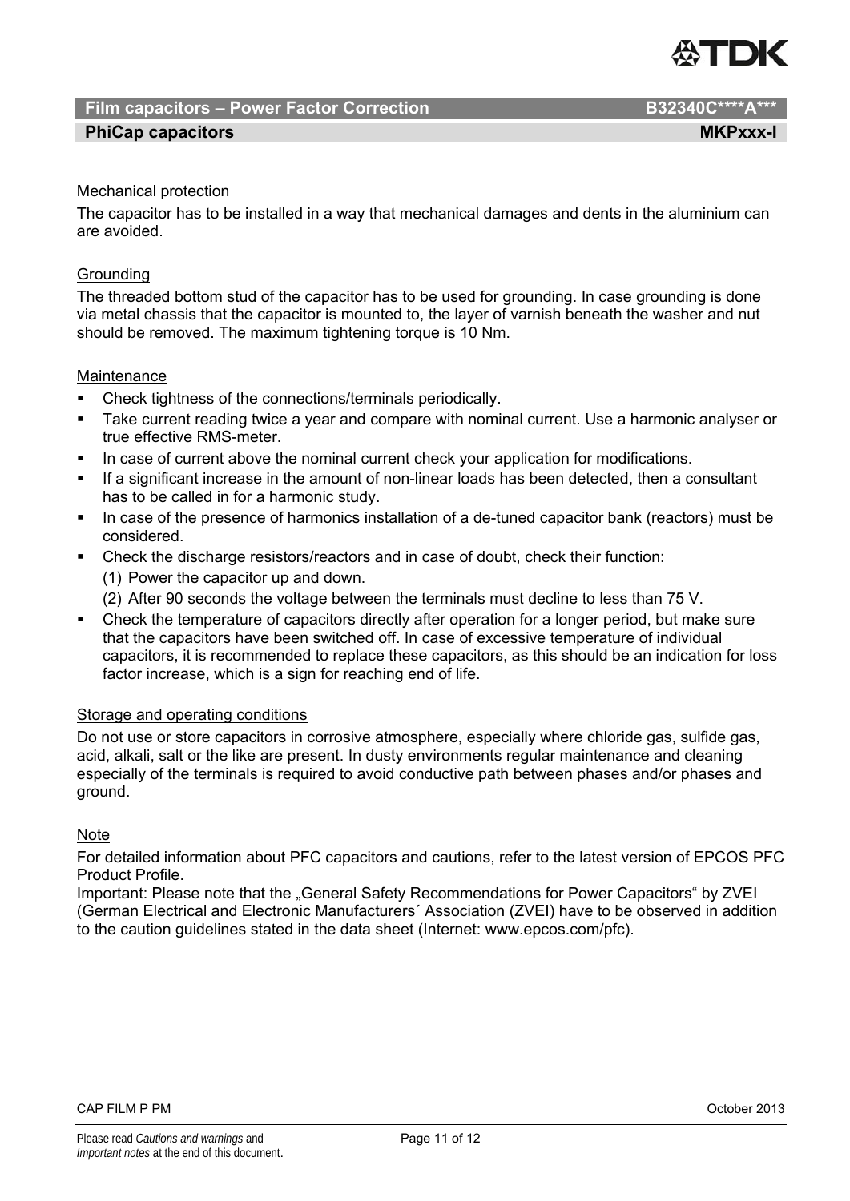#### Mechanical protection

The capacitor has to be installed in a way that mechanical damages and dents in the aluminium can are avoided.

#### Grounding

The threaded bottom stud of the capacitor has to be used for grounding. In case grounding is done via metal chassis that the capacitor is mounted to, the layer of varnish beneath the washer and nut should be removed. The maximum tightening torque is 10 Nm.

#### Maintenance

- Check tightness of the connections/terminals periodically.
- Take current reading twice a year and compare with nominal current. Use a harmonic analyser or true effective RMS-meter.
- In case of current above the nominal current check your application for modifications.
- If a significant increase in the amount of non-linear loads has been detected, then a consultant has to be called in for a harmonic study.
- In case of the presence of harmonics installation of a de-tuned capacitor bank (reactors) must be considered.
- Check the discharge resistors/reactors and in case of doubt, check their function:
  (1) Power the capacitor up and down.
  (2) After 90 seconds the voltage between the terminals must decline to less than 75 V.
- Check the temperature of capacitors directly after operation for a longer period, but make sure that the capacitors have been switched off. In case of excessive temperature of individual capacitors, it is recommended to replace these capacitors, as this should be an indication for loss factor increase, which is a sign for reaching end of life.

#### Storage and operating conditions

Do not use or store capacitors in corrosive atmosphere, especially where chloride gas, sulfide gas, acid, alkali, salt or the like are present. In dusty environments regular maintenance and cleaning especially of the terminals is required to avoid conductive path between phases and/or phases and ground.

#### Note

For detailed information about PFC capacitors and cautions, refer to the latest version of EPCOS PFC Product Profile.
Important: Please note that the „General Safety Recommendations for Power Capacitors“ by ZVEI (German Electrical and Electronic Manufacturers´ Association (ZVEI) have to be observed in addition to the caution guidelines stated in the data sheet (Internet: www.epcos.com/pfc).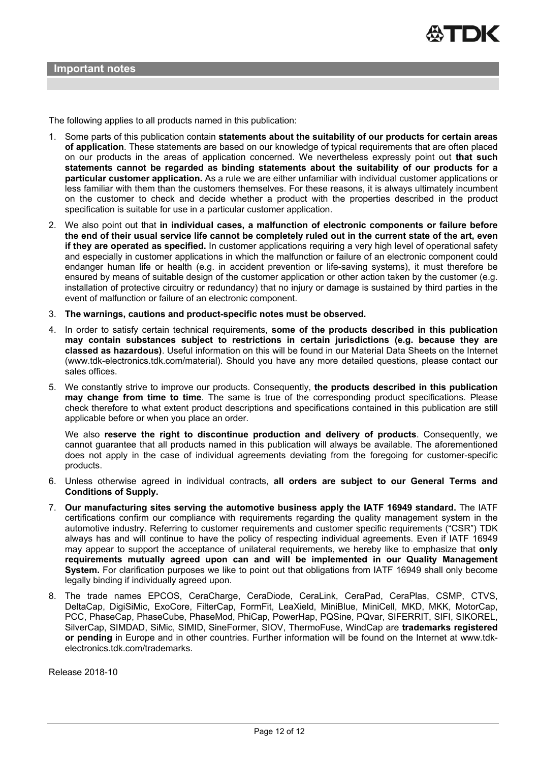## Important notes

The following applies to all products named in this publication:

1. Some parts of this publication contain **statements about the suitability of our products for certain areas of application**. These statements are based on our knowledge of typical requirements that are often placed on our products in the areas of application concerned. We nevertheless expressly point out **that such statements cannot be regarded as binding statements about the suitability of our products for a particular customer application.** As a rule we are either unfamiliar with individual customer applications or less familiar with them than the customers themselves. For these reasons, it is always ultimately incumbent on the customer to check and decide whether a product with the properties described in the product specification is suitable for use in a particular customer application.
2. We also point out that **in individual cases, a malfunction of electronic components or failure before the end of their usual service life cannot be completely ruled out in the current state of the art, even if they are operated as specified.** In customer applications requiring a very high level of operational safety and especially in customer applications in which the malfunction or failure of an electronic component could endanger human life or health (e.g. in accident prevention or life-saving systems), it must therefore be ensured by means of suitable design of the customer application or other action taken by the customer (e.g. installation of protective circuitry or redundancy) that no injury or damage is sustained by third parties in the event of malfunction or failure of an electronic component.
3. **The warnings, cautions and product-specific notes must be observed.**
4. In order to satisfy certain technical requirements, **some of the products described in this publication may contain substances subject to restrictions in certain jurisdictions (e.g. because they are classed as hazardous)**. Useful information on this will be found in our Material Data Sheets on the Internet (www.tdk-electronics.tdk.com/material). Should you have any more detailed questions, please contact our sales offices.
5. We constantly strive to improve our products. Consequently, **the products described in this publication may change from time to time**. The same is true of the corresponding product specifications. Please check therefore to what extent product descriptions and specifications contained in this publication are still applicable before or when you place an order.

   We also **reserve the right to discontinue production and delivery of products**. Consequently, we cannot guarantee that all products named in this publication will always be available. The aforementioned does not apply in the case of individual agreements deviating from the foregoing for customer-specific products.
6. Unless otherwise agreed in individual contracts, **all orders are subject to our General Terms and Conditions of Supply.**
7. **Our manufacturing sites serving the automotive business apply the IATF 16949 standard.** The IATF certifications confirm our compliance with requirements regarding the quality management system in the automotive industry. Referring to customer requirements and customer specific requirements ("CSR") TDK always has and will continue to have the policy of respecting individual agreements. Even if IATF 16949 may appear to support the acceptance of unilateral requirements, we hereby like to emphasize that **only requirements mutually agreed upon can and will be implemented in our Quality Management System.** For clarification purposes we like to point out that obligations from IATF 16949 shall only become legally binding if individually agreed upon.
8. The trade names EPCOS, CeraCharge, CeraDiode, CeraLink, CeraPad, CeraPlas, CSMP, CTVS, DeltaCap, DigiSiMic, ExoCore, FilterCap, FormFit, LeaXield, MiniBlue, MiniCell, MKD, MKK, MotorCap, PCC, PhaseCap, PhaseCube, PhaseMod, PhiCap, PowerHap, PQSine, PQvar, SIFERRIT, SIFI, SIKOREL, SilverCap, SIMDAD, SiMic, SIMID, SineFormer, SIOV, ThermoFuse, WindCap are **trademarks registered or pending** in Europe and in other countries. Further information will be found on the Internet at www.tdk-electronics.tdk.com/trademarks.

Release 2018-10